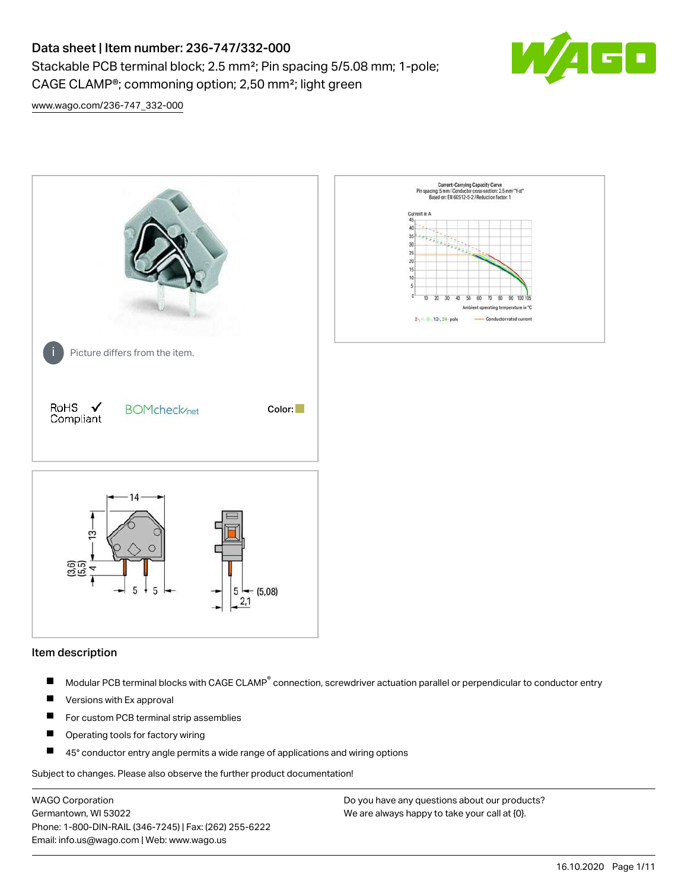# Data sheet | Item number: 236-747/332-000

Stackable PCB terminal block; 2.5 mm²; Pin spacing 5/5.08 mm; 1-pole; CAGE CLAMP®; commoning option; 2,50 mm²; light green

www.wago.com/236-747_332-000

Picture differs from the item.

RoHS Compliant

Color:

## Item description

- Modular PCB terminal blocks with CAGE CLAMP® connection, screwdriver actuation parallel or perpendicular to conductor entry
- Versions with Ex approval
- For custom PCB terminal strip assemblies
- Operating tools for factory wiring
- 45° conductor entry angle permits a wide range of applications and wiring options

Subject to changes. Please also observe the further product documentation!

WAGO Corporation
Germantown, WI 53022
Phone: 1-800-DIN-RAIL (346-7245) | Fax: (262) 255-6222
Email: info.us@wago.com | Web: www.wago.us

Do you have any questions about our products?
We are always happy to take your call at {0}.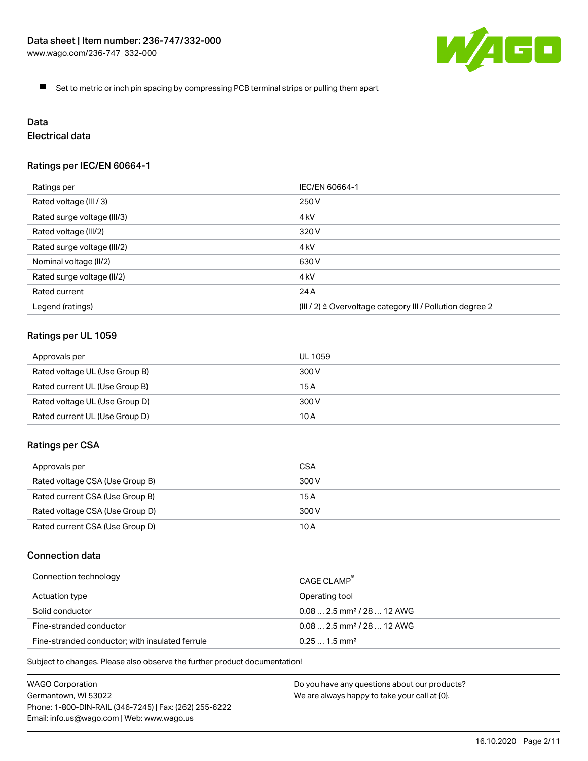- Set to metric or inch pin spacing by compressing PCB terminal strips or pulling them apart

## Data

### Electrical data

#### Ratings per IEC/EN 60664-1

| Ratings per | IEC/EN 60664-1 |
| --- | --- |
| Rated voltage (III / 3) | 250 V |
| Rated surge voltage (III/3) | 4 kV |
| Rated voltage (III/2) | 320 V |
| Rated surge voltage (III/2) | 4 kV |
| Nominal voltage (II/2) | 630 V |
| Rated surge voltage (II/2) | 4 kV |
| Rated current | 24 A |
| Legend (ratings) | (III / 2) ≙ Overvoltage category III / Pollution degree 2 |

#### Ratings per UL 1059

| Approvals per | UL 1059 |
| --- | --- |
| Rated voltage UL (Use Group B) | 300 V |
| Rated current UL (Use Group B) | 15 A |
| Rated voltage UL (Use Group D) | 300 V |
| Rated current UL (Use Group D) | 10 A |

#### Ratings per CSA

| Approvals per | CSA |
| --- | --- |
| Rated voltage CSA (Use Group B) | 300 V |
| Rated current CSA (Use Group B) | 15 A |
| Rated voltage CSA (Use Group D) | 300 V |
| Rated current CSA (Use Group D) | 10 A |

### Connection data

| Connection technology | CAGE CLAMP® |
| --- | --- |
| Actuation type | Operating tool |
| Solid conductor | 0.08 … 2.5 mm² / 28 … 12 AWG |
| Fine-stranded conductor | 0.08 … 2.5 mm² / 28 … 12 AWG |
| Fine-stranded conductor; with insulated ferrule | 0.25 … 1.5 mm² |

Subject to changes. Please also observe the further product documentation!

WAGO Corporation
Germantown, WI 53022
Phone: 1-800-DIN-RAIL (346-7245) | Fax: (262) 255-6222
Email: info.us@wago.com | Web: www.wago.us

Do you have any questions about our products?
We are always happy to take your call at {0}.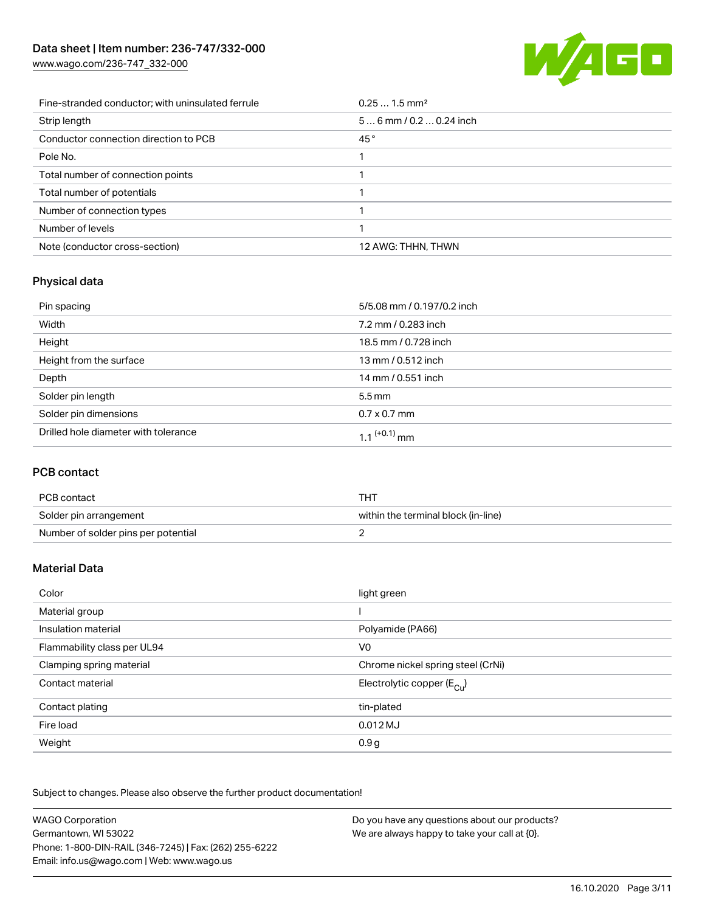| | |
|---|---|
| Fine-stranded conductor; with uninsulated ferrule | 0.25 … 1.5 mm² |
| Strip length | 5 … 6 mm / 0.2 … 0.24 inch |
| Conductor connection direction to PCB | 45 ° |
| Pole No. | 1 |
| Total number of connection points | 1 |
| Total number of potentials | 1 |
| Number of connection types | 1 |
| Number of levels | 1 |
| Note (conductor cross-section) | 12 AWG: THHN, THWN |

## Physical data

| | |
|---|---|
| Pin spacing | 5/5.08 mm / 0.197/0.2 inch |
| Width | 7.2 mm / 0.283 inch |
| Height | 18.5 mm / 0.728 inch |
| Height from the surface | 13 mm / 0.512 inch |
| Depth | 14 mm / 0.551 inch |
| Solder pin length | 5.5 mm |
| Solder pin dimensions | 0.7 x 0.7 mm |
| Drilled hole diameter with tolerance | $1.1^{(+0.1)}$ mm |

## PCB contact

| | |
|---|---|
| PCB contact | THT |
| Solder pin arrangement | within the terminal block (in-line) |
| Number of solder pins per potential | 2 |

## Material Data

| | |
|---|---|
| Color | light green |
| Material group | I |
| Insulation material | Polyamide (PA66) |
| Flammability class per UL94 | V0 |
| Clamping spring material | Chrome nickel spring steel (CrNi) |
| Contact material | Electrolytic copper ($E_{Cu}$) |
| Contact plating | tin-plated |
| Fire load | 0.012 MJ |
| Weight | 0.9 g |

Subject to changes. Please also observe the further product documentation!

WAGO Corporation
Germantown, WI 53022
Phone: 1-800-DIN-RAIL (346-7245) | Fax: (262) 255-6222
Email: info.us@wago.com | Web: www.wago.us

Do you have any questions about our products?
We are always happy to take your call at {0}.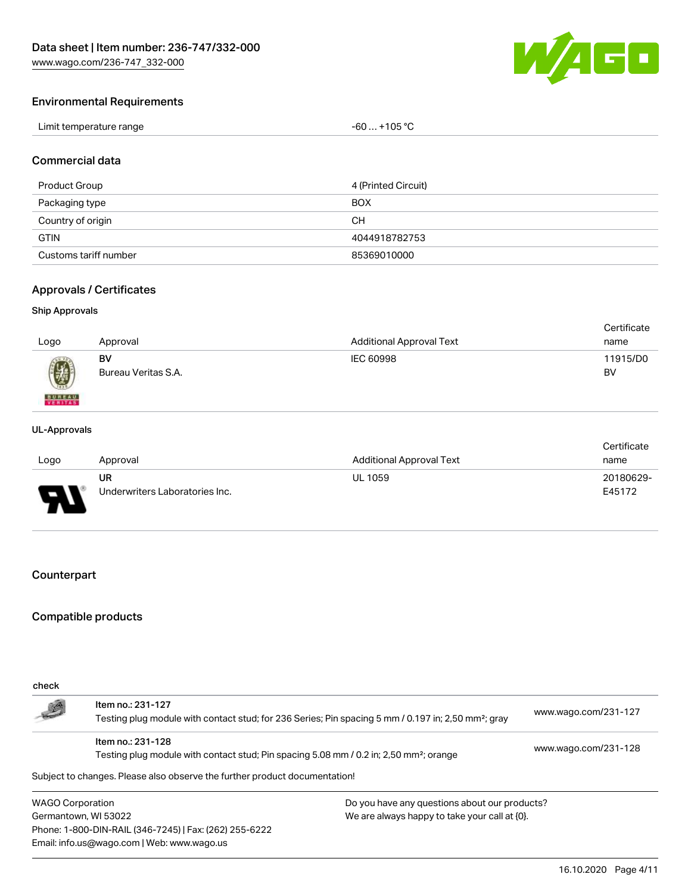## Environmental Requirements

| Limit temperature range | -60 … +105 °C |
| --- | --- |

## Commercial data

| Product Group | 4 (Printed Circuit) |
| --- | --- |
| Packaging type | BOX |
| Country of origin | CH |
| GTIN | 4044918782753 |
| Customs tariff number | 85369010000 |

## Approvals / Certificates

### Ship Approvals

| Logo | Approval | Additional Approval Text | Certificate name |
| --- | --- | --- | --- |
| | **BV** Bureau Veritas S.A. | IEC 60998 | 11915/D0 BV |

### UL-Approvals

| Logo | Approval | Additional Approval Text | Certificate name |
| --- | --- | --- | --- |
| | **UR** Underwriters Laboratories Inc. | UL 1059 | 20180629-E45172 |

## Counterpart

## Compatible products

check

| | | |
| --- | --- | --- |
| | Item no.: 231-127 Testing plug module with contact stud; for 236 Series; Pin spacing 5 mm / 0.197 in; 2,50 mm²; gray | www.wago.com/231-127 |
| | Item no.: 231-128 Testing plug module with contact stud; Pin spacing 5.08 mm / 0.2 in; 2,50 mm²; orange | www.wago.com/231-128 |

Subject to changes. Please also observe the further product documentation!

WAGO Corporation
Germantown, WI 53022
Phone: 1-800-DIN-RAIL (346-7245) | Fax: (262) 255-6222
Email: info.us@wago.com | Web: www.wago.us

Do you have any questions about our products?
We are always happy to take your call at {0}.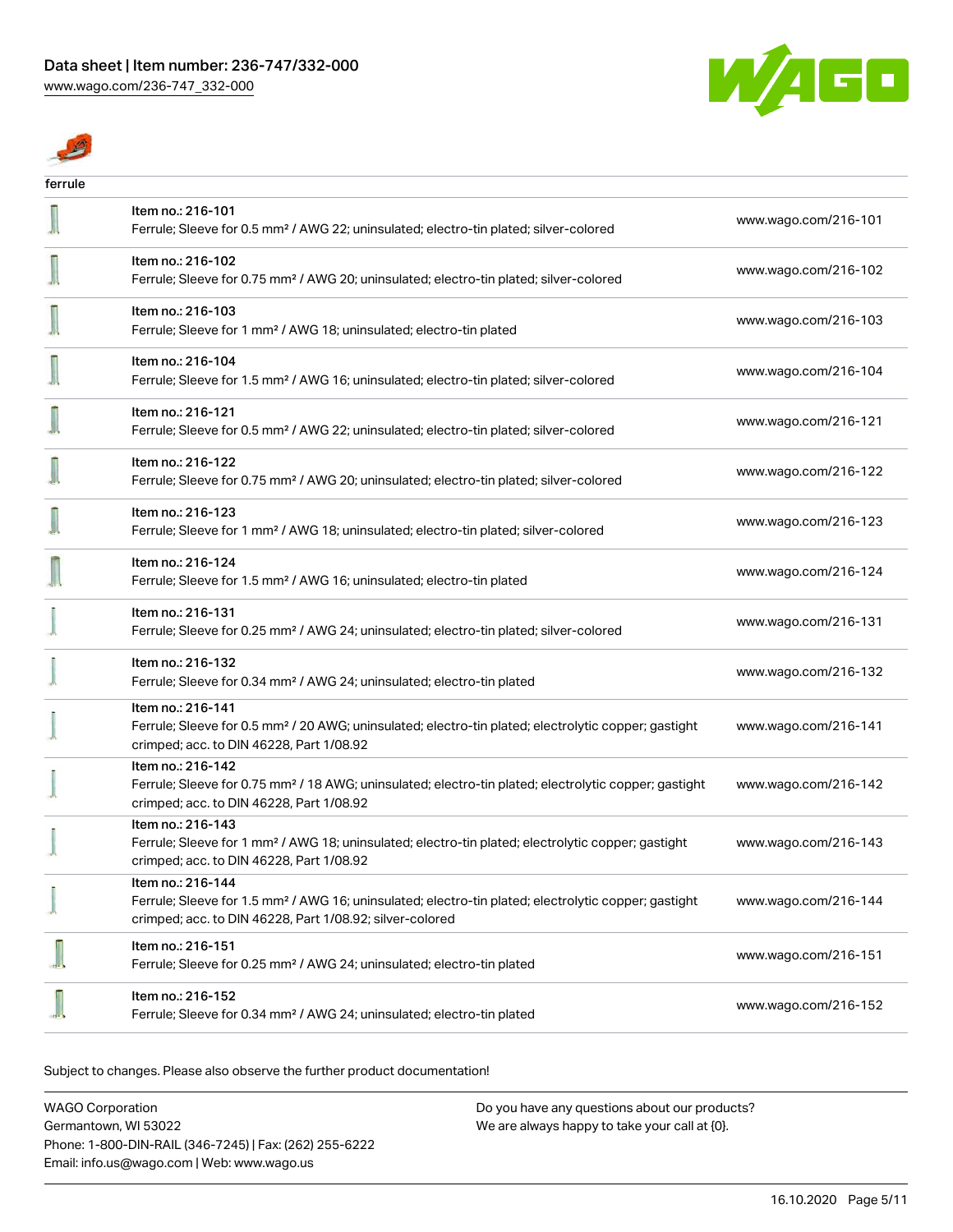ferrule

| | | |
|---|---|---|
| | Item no.: 216-101<br>Ferrule; Sleeve for 0.5 mm² / AWG 22; uninsulated; electro-tin plated; silver-colored | www.wago.com/216-101 |
| | Item no.: 216-102<br>Ferrule; Sleeve for 0.75 mm² / AWG 20; uninsulated; electro-tin plated; silver-colored | www.wago.com/216-102 |
| | Item no.: 216-103<br>Ferrule; Sleeve for 1 mm² / AWG 18; uninsulated; electro-tin plated | www.wago.com/216-103 |
| | Item no.: 216-104<br>Ferrule; Sleeve for 1.5 mm² / AWG 16; uninsulated; electro-tin plated; silver-colored | www.wago.com/216-104 |
| | Item no.: 216-121<br>Ferrule; Sleeve for 0.5 mm² / AWG 22; uninsulated; electro-tin plated; silver-colored | www.wago.com/216-121 |
| | Item no.: 216-122<br>Ferrule; Sleeve for 0.75 mm² / AWG 20; uninsulated; electro-tin plated; silver-colored | www.wago.com/216-122 |
| | Item no.: 216-123<br>Ferrule; Sleeve for 1 mm² / AWG 18; uninsulated; electro-tin plated; silver-colored | www.wago.com/216-123 |
| | Item no.: 216-124<br>Ferrule; Sleeve for 1.5 mm² / AWG 16; uninsulated; electro-tin plated | www.wago.com/216-124 |
| | Item no.: 216-131<br>Ferrule; Sleeve for 0.25 mm² / AWG 24; uninsulated; electro-tin plated; silver-colored | www.wago.com/216-131 |
| | Item no.: 216-132<br>Ferrule; Sleeve for 0.34 mm² / AWG 24; uninsulated; electro-tin plated | www.wago.com/216-132 |
| | Item no.: 216-141<br>Ferrule; Sleeve for 0.5 mm² / 20 AWG; uninsulated; electro-tin plated; electrolytic copper; gastight crimped; acc. to DIN 46228, Part 1/08.92 | www.wago.com/216-141 |
| | Item no.: 216-142<br>Ferrule; Sleeve for 0.75 mm² / 18 AWG; uninsulated; electro-tin plated; electrolytic copper; gastight crimped; acc. to DIN 46228, Part 1/08.92 | www.wago.com/216-142 |
| | Item no.: 216-143<br>Ferrule; Sleeve for 1 mm² / AWG 18; uninsulated; electro-tin plated; electrolytic copper; gastight crimped; acc. to DIN 46228, Part 1/08.92 | www.wago.com/216-143 |
| | Item no.: 216-144<br>Ferrule; Sleeve for 1.5 mm² / AWG 16; uninsulated; electro-tin plated; electrolytic copper; gastight crimped; acc. to DIN 46228, Part 1/08.92; silver-colored | www.wago.com/216-144 |
| | Item no.: 216-151<br>Ferrule; Sleeve for 0.25 mm² / AWG 24; uninsulated; electro-tin plated | www.wago.com/216-151 |
| | Item no.: 216-152<br>Ferrule; Sleeve for 0.34 mm² / AWG 24; uninsulated; electro-tin plated | www.wago.com/216-152 |

Subject to changes. Please also observe the further product documentation!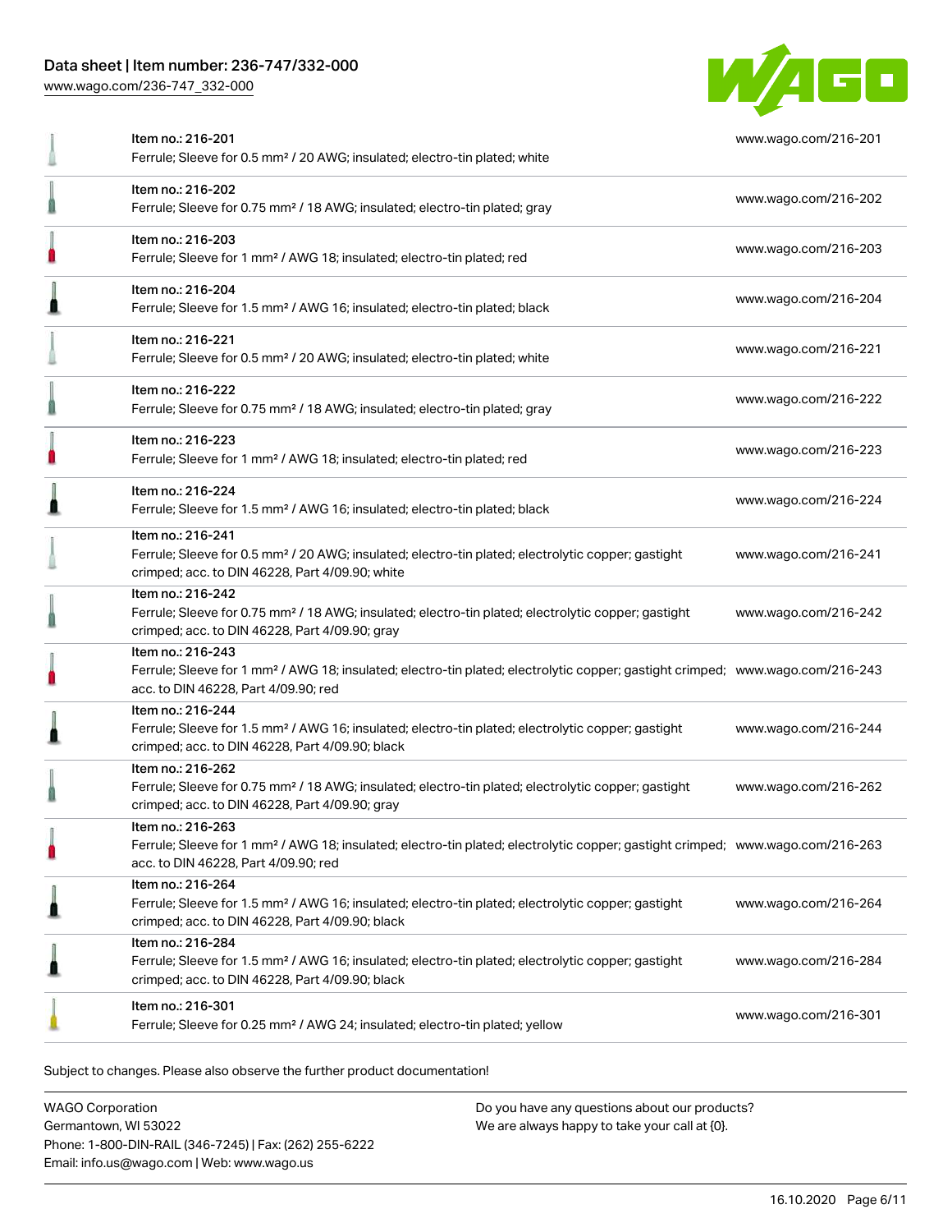| Item | Description | Link |
| --- | --- | --- |
| Item no.: 216-201 | Ferrule; Sleeve for 0.5 mm² / 20 AWG; insulated; electro-tin plated; white | www.wago.com/216-201 |
| Item no.: 216-202 | Ferrule; Sleeve for 0.75 mm² / 18 AWG; insulated; electro-tin plated; gray | www.wago.com/216-202 |
| Item no.: 216-203 | Ferrule; Sleeve for 1 mm² / AWG 18; insulated; electro-tin plated; red | www.wago.com/216-203 |
| Item no.: 216-204 | Ferrule; Sleeve for 1.5 mm² / AWG 16; insulated; electro-tin plated; black | www.wago.com/216-204 |
| Item no.: 216-221 | Ferrule; Sleeve for 0.5 mm² / 20 AWG; insulated; electro-tin plated; white | www.wago.com/216-221 |
| Item no.: 216-222 | Ferrule; Sleeve for 0.75 mm² / 18 AWG; insulated; electro-tin plated; gray | www.wago.com/216-222 |
| Item no.: 216-223 | Ferrule; Sleeve for 1 mm² / AWG 18; insulated; electro-tin plated; red | www.wago.com/216-223 |
| Item no.: 216-224 | Ferrule; Sleeve for 1.5 mm² / AWG 16; insulated; electro-tin plated; black | www.wago.com/216-224 |
| Item no.: 216-241 | Ferrule; Sleeve for 0.5 mm² / 20 AWG; insulated; electro-tin plated; electrolytic copper; gastight crimped; acc. to DIN 46228, Part 4/09.90; white | www.wago.com/216-241 |
| Item no.: 216-242 | Ferrule; Sleeve for 0.75 mm² / 18 AWG; insulated; electro-tin plated; electrolytic copper; gastight crimped; acc. to DIN 46228, Part 4/09.90; gray | www.wago.com/216-242 |
| Item no.: 216-243 | Ferrule; Sleeve for 1 mm² / AWG 18; insulated; electro-tin plated; electrolytic copper; gastight crimped; acc. to DIN 46228, Part 4/09.90; red | www.wago.com/216-243 |
| Item no.: 216-244 | Ferrule; Sleeve for 1.5 mm² / AWG 16; insulated; electro-tin plated; electrolytic copper; gastight crimped; acc. to DIN 46228, Part 4/09.90; black | www.wago.com/216-244 |
| Item no.: 216-262 | Ferrule; Sleeve for 0.75 mm² / 18 AWG; insulated; electro-tin plated; electrolytic copper; gastight crimped; acc. to DIN 46228, Part 4/09.90; gray | www.wago.com/216-262 |
| Item no.: 216-263 | Ferrule; Sleeve for 1 mm² / AWG 18; insulated; electro-tin plated; electrolytic copper; gastight crimped; acc. to DIN 46228, Part 4/09.90; red | www.wago.com/216-263 |
| Item no.: 216-264 | Ferrule; Sleeve for 1.5 mm² / AWG 16; insulated; electro-tin plated; electrolytic copper; gastight crimped; acc. to DIN 46228, Part 4/09.90; black | www.wago.com/216-264 |
| Item no.: 216-284 | Ferrule; Sleeve for 1.5 mm² / AWG 16; insulated; electro-tin plated; electrolytic copper; gastight crimped; acc. to DIN 46228, Part 4/09.90; black | www.wago.com/216-284 |
| Item no.: 216-301 | Ferrule; Sleeve for 0.25 mm² / AWG 24; insulated; electro-tin plated; yellow | www.wago.com/216-301 |

Subject to changes. Please also observe the further product documentation!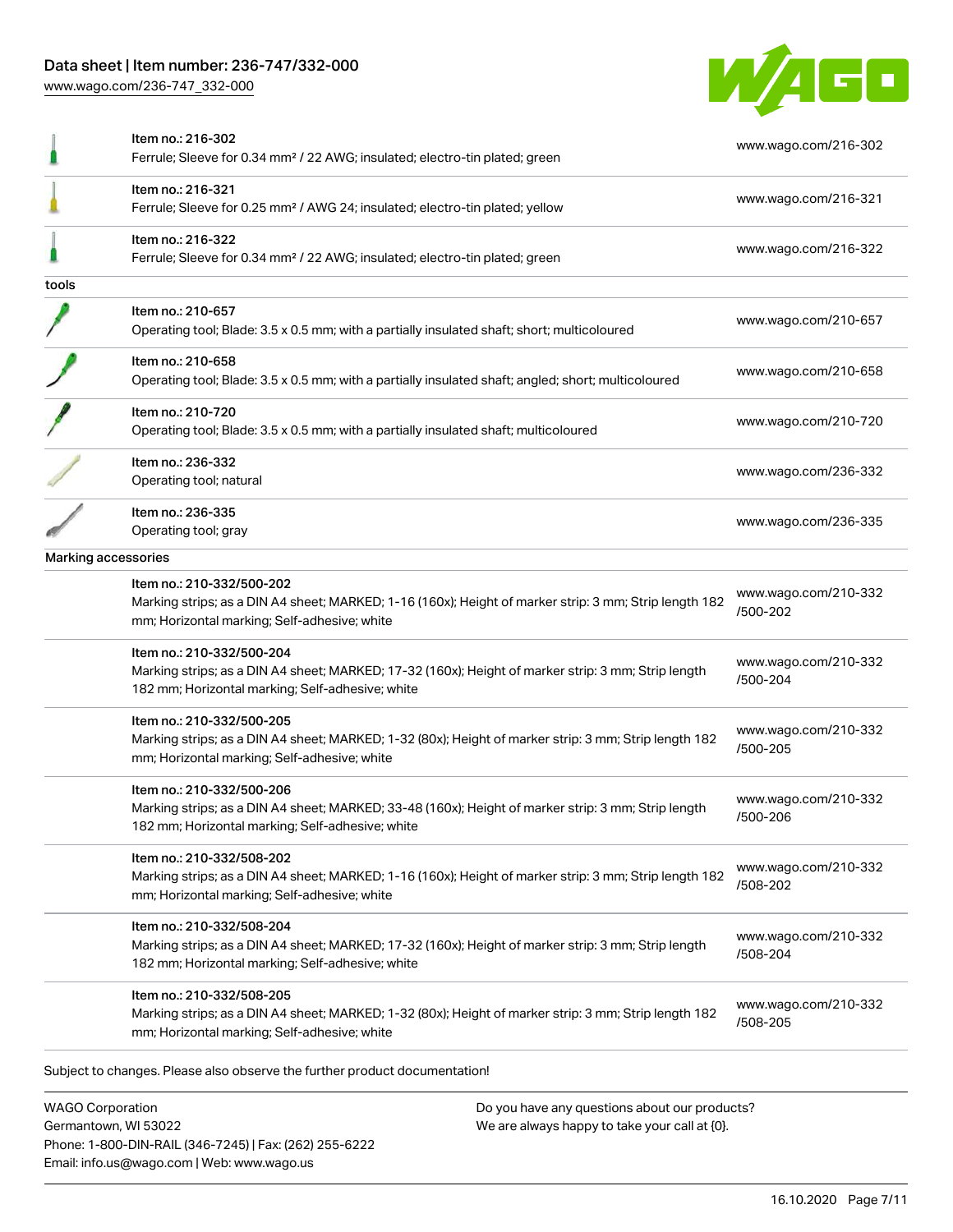| | | |
|---|---|---|
| | Item no.: 216-302<br>Ferrule; Sleeve for 0.34 mm² / 22 AWG; insulated; electro-tin plated; green | www.wago.com/216-302 |
| | Item no.: 216-321<br>Ferrule; Sleeve for 0.25 mm² / AWG 24; insulated; electro-tin plated; yellow | www.wago.com/216-321 |
| | Item no.: 216-322<br>Ferrule; Sleeve for 0.34 mm² / 22 AWG; insulated; electro-tin plated; green | www.wago.com/216-322 |
| tools | | |
| | Item no.: 210-657<br>Operating tool; Blade: 3.5 x 0.5 mm; with a partially insulated shaft; short; multicoloured | www.wago.com/210-657 |
| | Item no.: 210-658<br>Operating tool; Blade: 3.5 x 0.5 mm; with a partially insulated shaft; angled; short; multicoloured | www.wago.com/210-658 |
| | Item no.: 210-720<br>Operating tool; Blade: 3.5 x 0.5 mm; with a partially insulated shaft; multicoloured | www.wago.com/210-720 |
| | Item no.: 236-332<br>Operating tool; natural | www.wago.com/236-332 |
| | Item no.: 236-335<br>Operating tool; gray | www.wago.com/236-335 |
| Marking accessories | | |
| | Item no.: 210-332/500-202<br>Marking strips; as a DIN A4 sheet; MARKED; 1-16 (160x); Height of marker strip: 3 mm; Strip length 182 mm; Horizontal marking; Self-adhesive; white | www.wago.com/210-332/500-202 |
| | Item no.: 210-332/500-204<br>Marking strips; as a DIN A4 sheet; MARKED; 17-32 (160x); Height of marker strip: 3 mm; Strip length 182 mm; Horizontal marking; Self-adhesive; white | www.wago.com/210-332/500-204 |
| | Item no.: 210-332/500-205<br>Marking strips; as a DIN A4 sheet; MARKED; 1-32 (80x); Height of marker strip: 3 mm; Strip length 182 mm; Horizontal marking; Self-adhesive; white | www.wago.com/210-332/500-205 |
| | Item no.: 210-332/500-206<br>Marking strips; as a DIN A4 sheet; MARKED; 33-48 (160x); Height of marker strip: 3 mm; Strip length 182 mm; Horizontal marking; Self-adhesive; white | www.wago.com/210-332/500-206 |
| | Item no.: 210-332/508-202<br>Marking strips; as a DIN A4 sheet; MARKED; 1-16 (160x); Height of marker strip: 3 mm; Strip length 182 mm; Horizontal marking; Self-adhesive; white | www.wago.com/210-332/508-202 |
| | Item no.: 210-332/508-204<br>Marking strips; as a DIN A4 sheet; MARKED; 17-32 (160x); Height of marker strip: 3 mm; Strip length 182 mm; Horizontal marking; Self-adhesive; white | www.wago.com/210-332/508-204 |
| | Item no.: 210-332/508-205<br>Marking strips; as a DIN A4 sheet; MARKED; 1-32 (80x); Height of marker strip: 3 mm; Strip length 182 mm; Horizontal marking; Self-adhesive; white | www.wago.com/210-332/508-205 |

Subject to changes. Please also observe the further product documentation!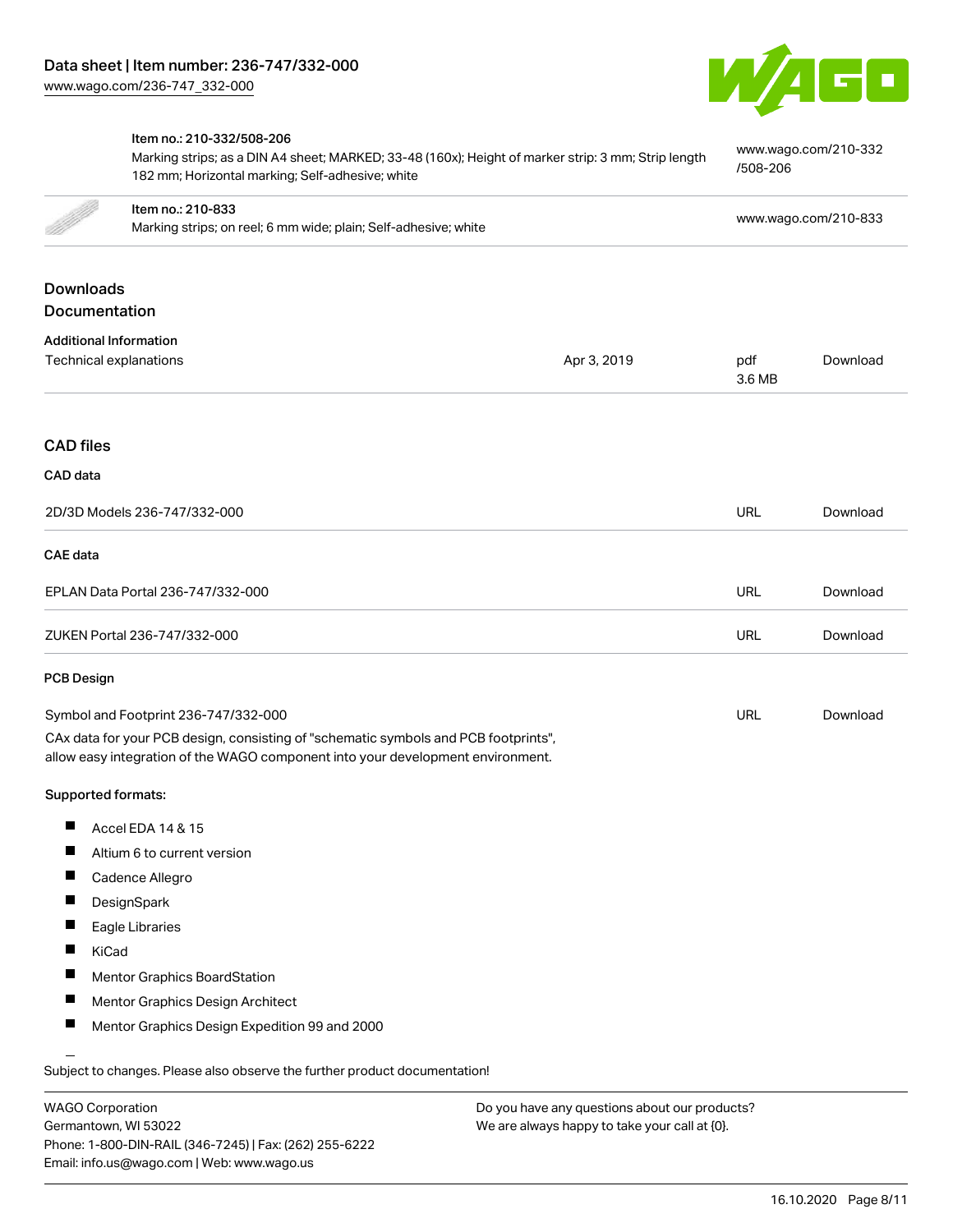| Item | Description | Link |
| --- | --- | --- |
| Item no.: 210-332/508-206 | Marking strips; as a DIN A4 sheet; MARKED; 33-48 (160x); Height of marker strip: 3 mm; Strip length 182 mm; Horizontal marking; Self-adhesive; white | www.wago.com/210-332/508-206 |
| Item no.: 210-833 | Marking strips; on reel; 6 mm wide; plain; Self-adhesive; white | www.wago.com/210-833 |

## Downloads

## Documentation

### Additional Information

| Title | Date | Format | Link |
| --- | --- | --- | --- |
| Technical explanations | Apr 3, 2019 | pdf 3.6 MB | Download |

## CAD files

### CAD data

| Title | Type | Link |
| --- | --- | --- |
| 2D/3D Models 236-747/332-000 | URL | Download |

### CAE data

| Title | Type | Link |
| --- | --- | --- |
| EPLAN Data Portal 236-747/332-000 | URL | Download |
| ZUKEN Portal 236-747/332-000 | URL | Download |

### PCB Design

| Title | Type | Link |
| --- | --- | --- |
| Symbol and Footprint 236-747/332-000 | URL | Download |

CAx data for your PCB design, consisting of "schematic symbols and PCB footprints", allow easy integration of the WAGO component into your development environment.

Supported formats:

- Accel EDA 14 & 15
- Altium 6 to current version
- Cadence Allegro
- DesignSpark
- Eagle Libraries
- KiCad
- Mentor Graphics BoardStation
- Mentor Graphics Design Architect
- Mentor Graphics Design Expedition 99 and 2000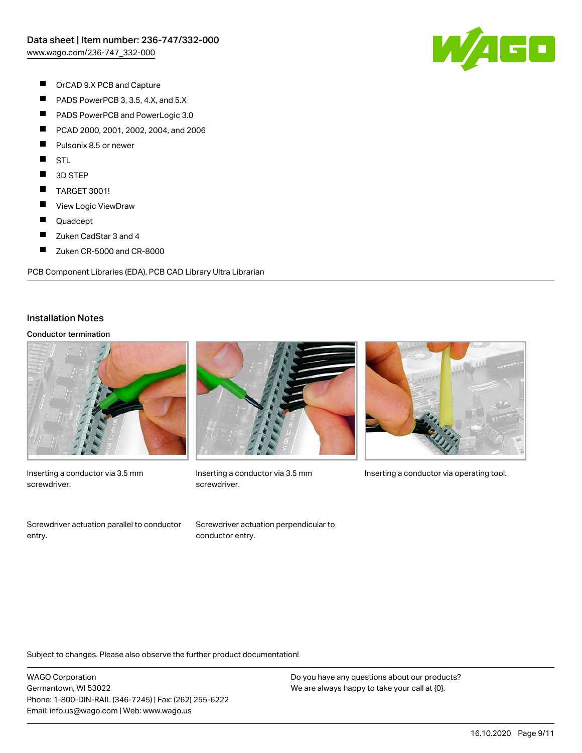- OrCAD 9.X PCB and Capture
- PADS PowerPCB 3, 3.5, 4.X, and 5.X
- PADS PowerPCB and PowerLogic 3.0
- PCAD 2000, 2001, 2002, 2004, and 2006
- Pulsonix 8.5 or newer
- STL
- 3D STEP
- TARGET 3001!
- View Logic ViewDraw
- Quadcept
- Zuken CadStar 3 and 4
- Zuken CR-5000 and CR-8000

PCB Component Libraries (EDA), PCB CAD Library Ultra Librarian

## Installation Notes

### Conductor termination

Inserting a conductor via 3.5 mm screwdriver.

Inserting a conductor via 3.5 mm screwdriver.

Inserting a conductor via operating tool.

Screwdriver actuation parallel to conductor entry.

Screwdriver actuation perpendicular to conductor entry.

Subject to changes. Please also observe the further product documentation!

WAGO Corporation
Germantown, WI 53022
Phone: 1-800-DIN-RAIL (346-7245) | Fax: (262) 255-6222
Email: info.us@wago.com | Web: www.wago.us

Do you have any questions about our products?
We are always happy to take your call at {0}.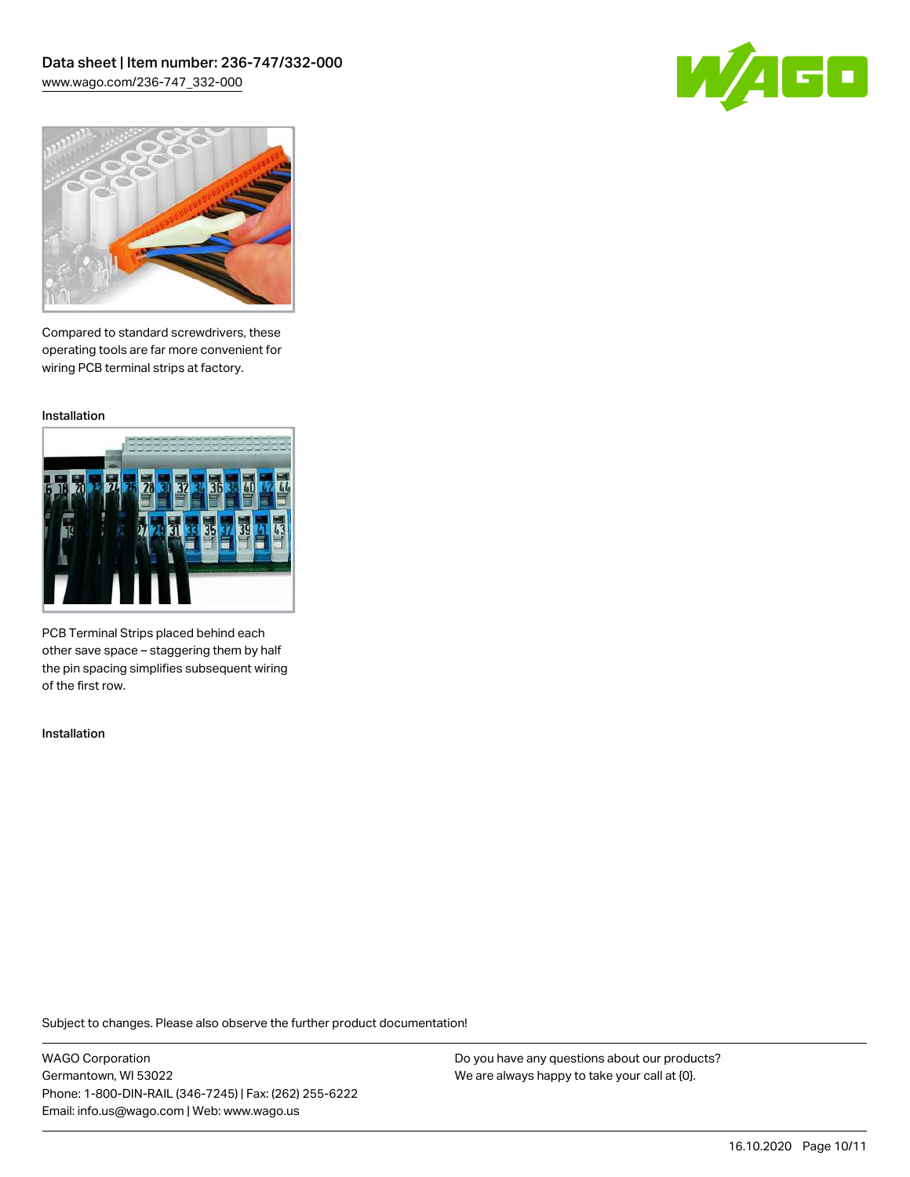Compared to standard screwdrivers, these operating tools are far more convenient for wiring PCB terminal strips at factory.

Installation

PCB Terminal Strips placed behind each other save space – staggering them by half the pin spacing simplifies subsequent wiring of the first row.

Installation

Subject to changes. Please also observe the further product documentation!

WAGO Corporation
Germantown, WI 53022
Phone: 1-800-DIN-RAIL (346-7245) | Fax: (262) 255-6222
Email: info.us@wago.com | Web: www.wago.us

Do you have any questions about our products?
We are always happy to take your call at {0}.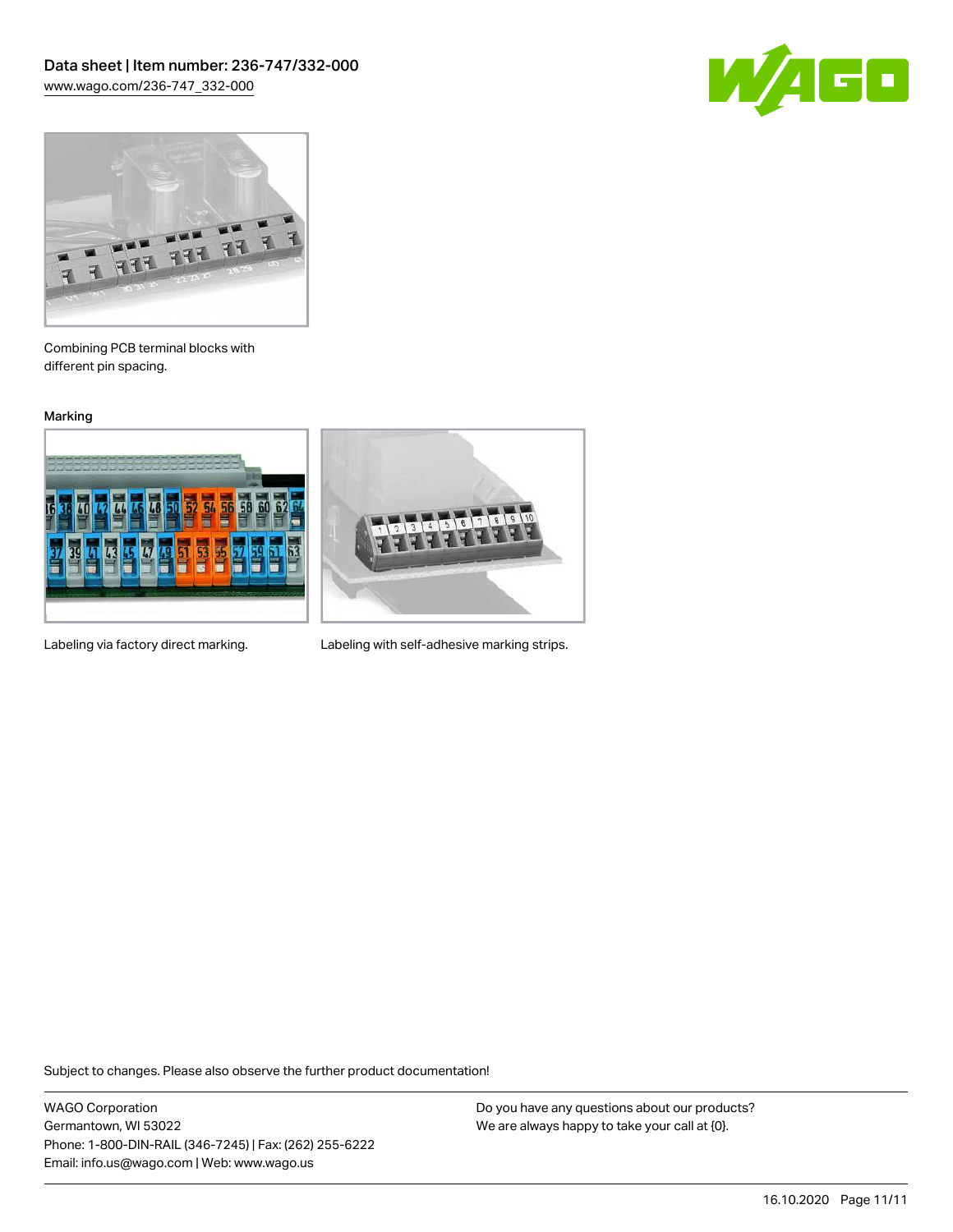Combining PCB terminal blocks with different pin spacing.

Marking

Labeling via factory direct marking.

Labeling with self-adhesive marking strips.

Subject to changes. Please also observe the further product documentation!

WAGO Corporation
Germantown, WI 53022
Phone: 1-800-DIN-RAIL (346-7245) | Fax: (262) 255-6222
Email: info.us@wago.com | Web: www.wago.us

Do you have any questions about our products?
We are always happy to take your call at {0}.